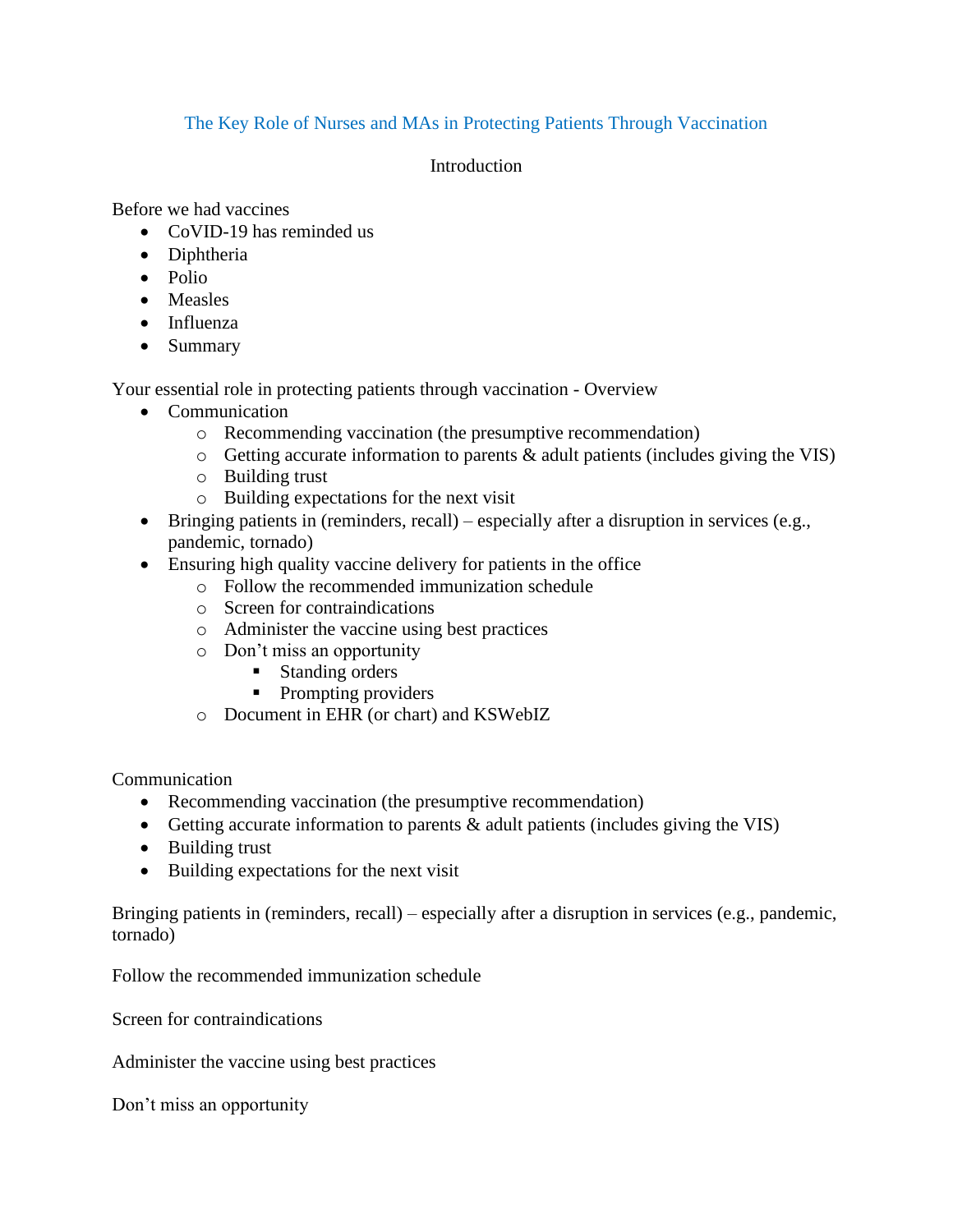# The Key Role of Nurses and MAs in Protecting Patients Through Vaccination

## Introduction

Before we had vaccines

- CoVID-19 has reminded us
- Diphtheria
- Polio
- Measles
- Influenza
- Summary

Your essential role in protecting patients through vaccination - Overview

- Communication
  - Recommending vaccination (the presumptive recommendation)
  - Getting accurate information to parents & adult patients (includes giving the VIS)
  - Building trust
  - Building expectations for the next visit
- Bringing patients in (reminders, recall) – especially after a disruption in services (e.g., pandemic, tornado)
- Ensuring high quality vaccine delivery for patients in the office
  - Follow the recommended immunization schedule
  - Screen for contraindications
  - Administer the vaccine using best practices
  - Don't miss an opportunity
    - Standing orders
    - Prompting providers
  - Document in EHR (or chart) and KSWebIZ

Communication

- Recommending vaccination (the presumptive recommendation)
- Getting accurate information to parents & adult patients (includes giving the VIS)
- Building trust
- Building expectations for the next visit

Bringing patients in (reminders, recall) – especially after a disruption in services (e.g., pandemic, tornado)

Follow the recommended immunization schedule

Screen for contraindications

Administer the vaccine using best practices

Don't miss an opportunity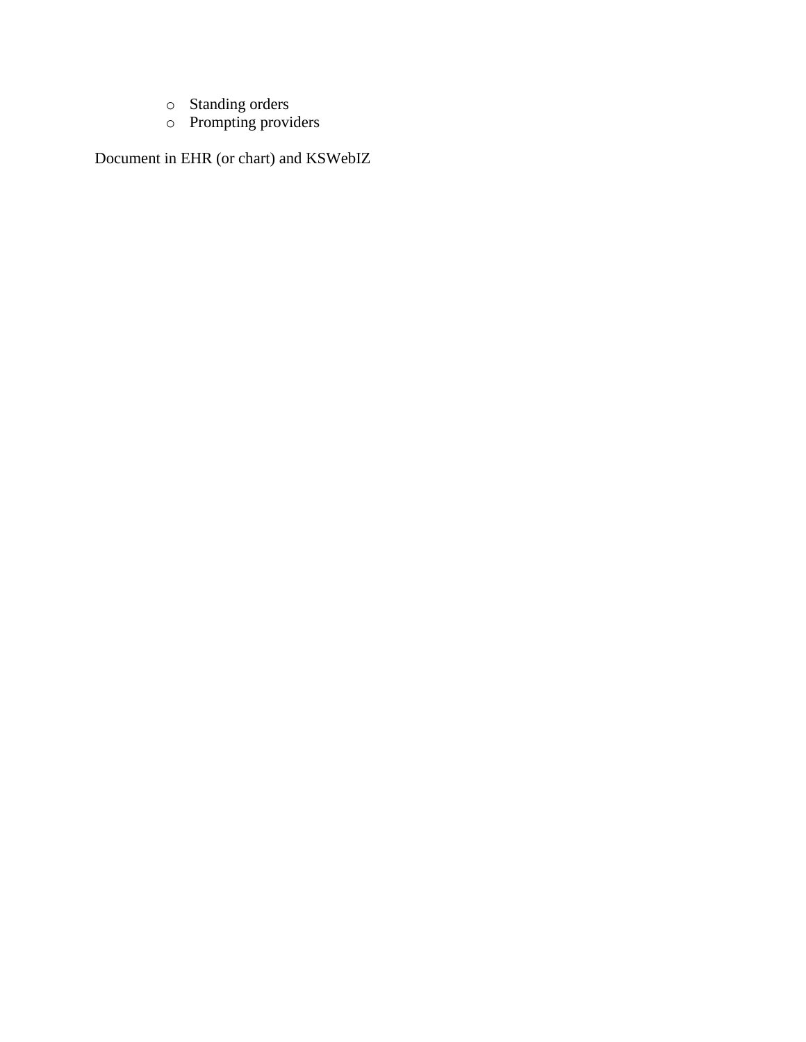- Standing orders
    - Prompting providers

Document in EHR (or chart) and KSWebIZ